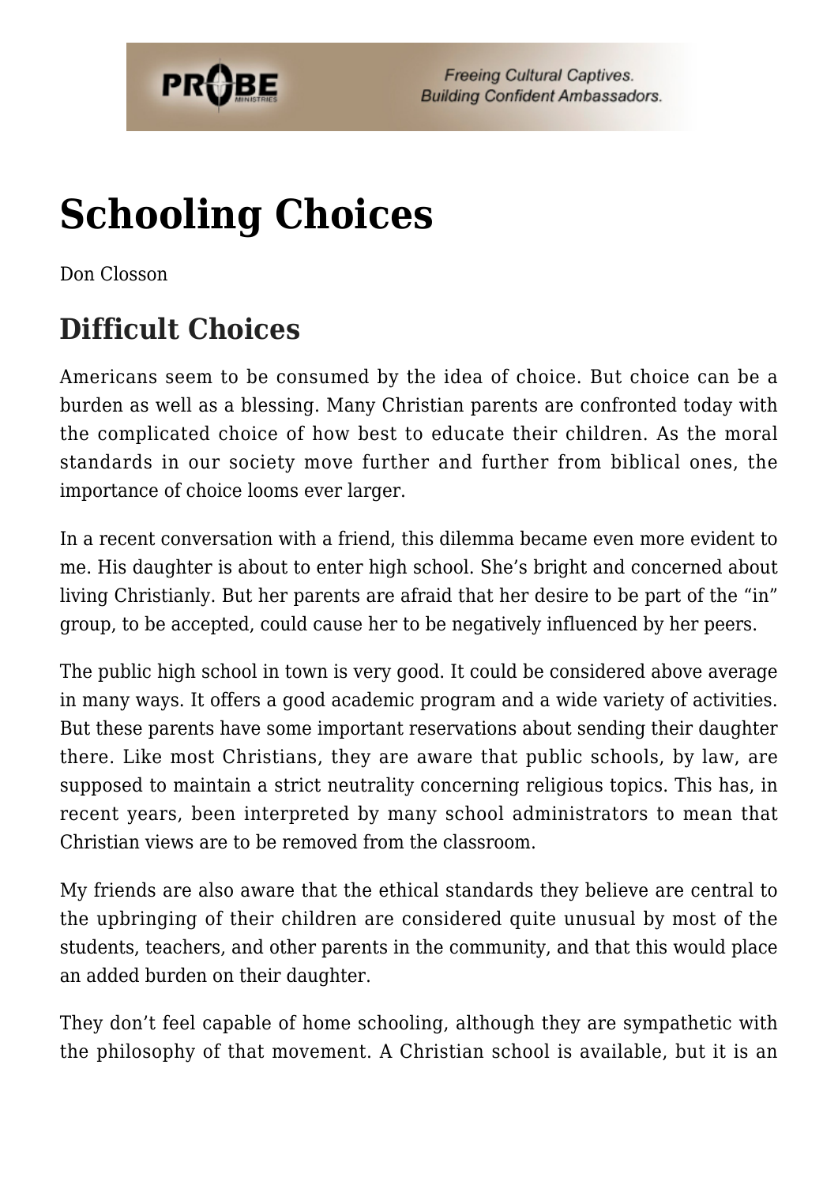# Schooling Choices

Don Closson

## Difficult Choices

Americans seem to be consumed by the idea of choice. But choice can be a burden as well as a blessing. Many Christian parents are confronted today with the complicated choice of how best to educate their children. As the moral standards in our society move further and further from biblical ones, the importance of choice looms ever larger.

In a recent conversation with a friend, this dilemma became even more evident to me. His daughter is about to enter high school. She's bright and concerned about living Christianly. But her parents are afraid that her desire to be part of the "in" group, to be accepted, could cause her to be negatively influenced by her peers.

The public high school in town is very good. It could be considered above average in many ways. It offers a good academic program and a wide variety of activities. But these parents have some important reservations about sending their daughter there. Like most Christians, they are aware that public schools, by law, are supposed to maintain a strict neutrality concerning religious topics. This has, in recent years, been interpreted by many school administrators to mean that Christian views are to be removed from the classroom.

My friends are also aware that the ethical standards they believe are central to the upbringing of their children are considered quite unusual by most of the students, teachers, and other parents in the community, and that this would place an added burden on their daughter.

They don't feel capable of home schooling, although they are sympathetic with the philosophy of that movement. A Christian school is available, but it is an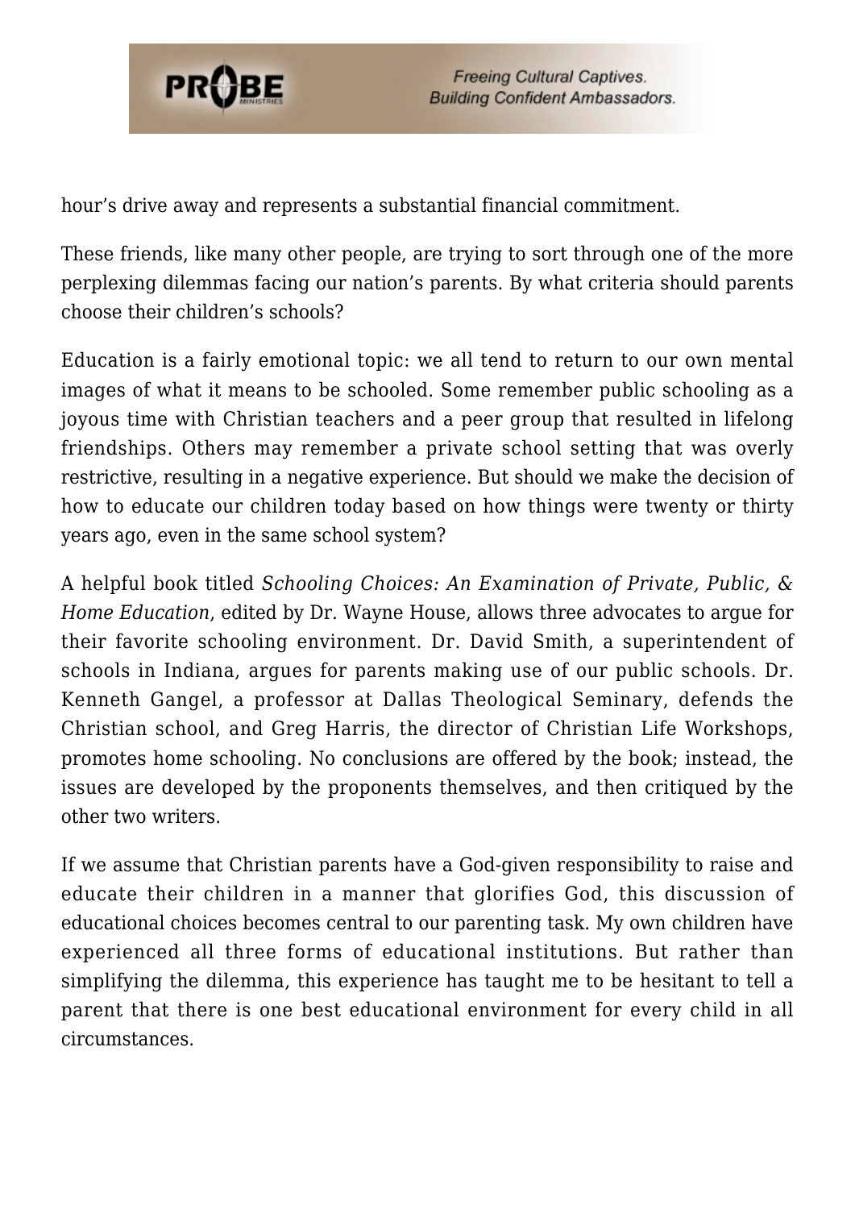hour's drive away and represents a substantial financial commitment.

These friends, like many other people, are trying to sort through one of the more perplexing dilemmas facing our nation's parents. By what criteria should parents choose their children's schools?

Education is a fairly emotional topic: we all tend to return to our own mental images of what it means to be schooled. Some remember public schooling as a joyous time with Christian teachers and a peer group that resulted in lifelong friendships. Others may remember a private school setting that was overly restrictive, resulting in a negative experience. But should we make the decision of how to educate our children today based on how things were twenty or thirty years ago, even in the same school system?

A helpful book titled *Schooling Choices: An Examination of Private, Public, & Home Education*, edited by Dr. Wayne House, allows three advocates to argue for their favorite schooling environment. Dr. David Smith, a superintendent of schools in Indiana, argues for parents making use of our public schools. Dr. Kenneth Gangel, a professor at Dallas Theological Seminary, defends the Christian school, and Greg Harris, the director of Christian Life Workshops, promotes home schooling. No conclusions are offered by the book; instead, the issues are developed by the proponents themselves, and then critiqued by the other two writers.

If we assume that Christian parents have a God-given responsibility to raise and educate their children in a manner that glorifies God, this discussion of educational choices becomes central to our parenting task. My own children have experienced all three forms of educational institutions. But rather than simplifying the dilemma, this experience has taught me to be hesitant to tell a parent that there is one best educational environment for every child in all circumstances.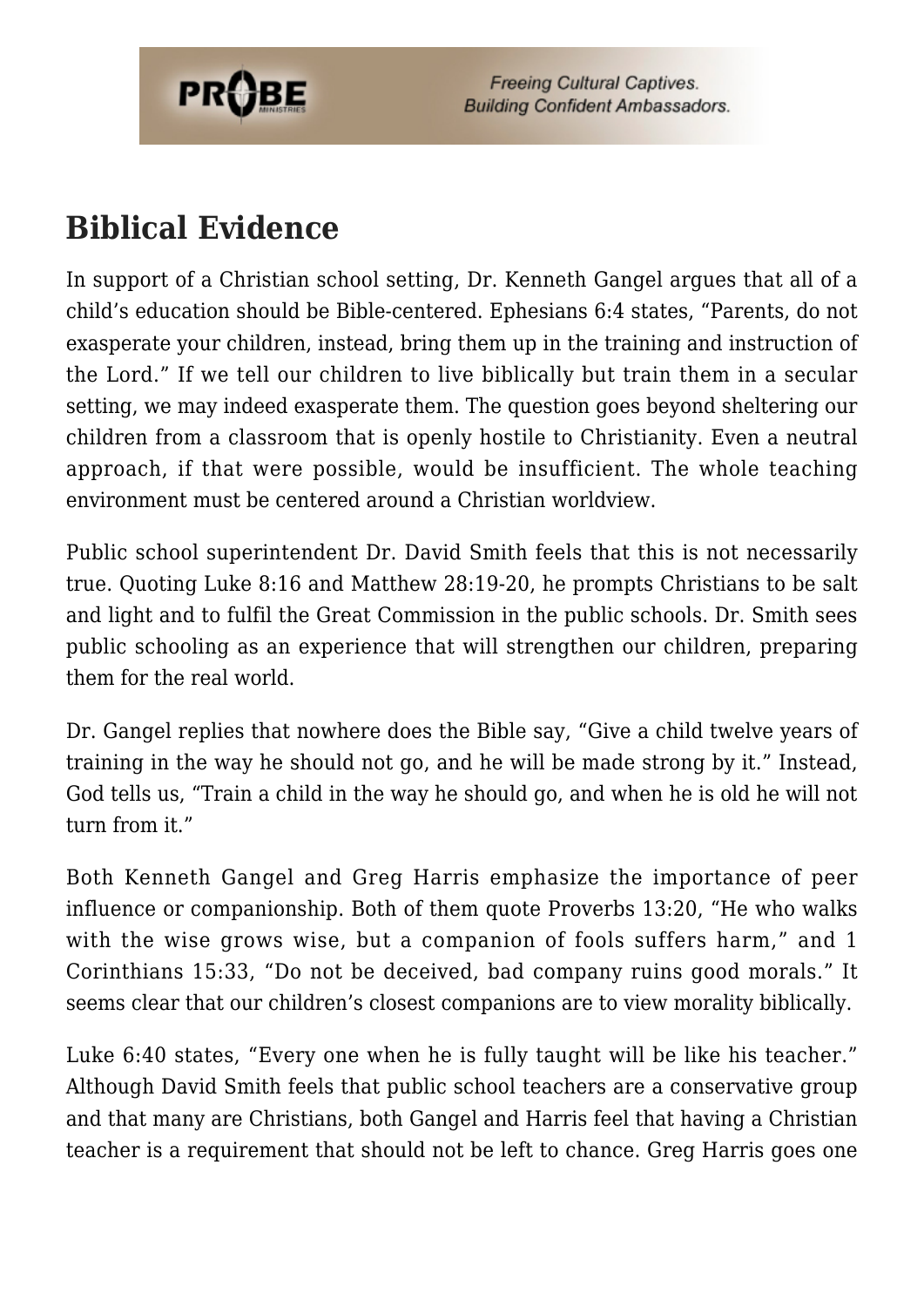## Biblical Evidence

In support of a Christian school setting, Dr. Kenneth Gangel argues that all of a child's education should be Bible-centered. Ephesians 6:4 states, "Parents, do not exasperate your children, instead, bring them up in the training and instruction of the Lord." If we tell our children to live biblically but train them in a secular setting, we may indeed exasperate them. The question goes beyond sheltering our children from a classroom that is openly hostile to Christianity. Even a neutral approach, if that were possible, would be insufficient. The whole teaching environment must be centered around a Christian worldview.

Public school superintendent Dr. David Smith feels that this is not necessarily true. Quoting Luke 8:16 and Matthew 28:19-20, he prompts Christians to be salt and light and to fulfil the Great Commission in the public schools. Dr. Smith sees public schooling as an experience that will strengthen our children, preparing them for the real world.

Dr. Gangel replies that nowhere does the Bible say, "Give a child twelve years of training in the way he should not go, and he will be made strong by it." Instead, God tells us, "Train a child in the way he should go, and when he is old he will not turn from it."

Both Kenneth Gangel and Greg Harris emphasize the importance of peer influence or companionship. Both of them quote Proverbs 13:20, "He who walks with the wise grows wise, but a companion of fools suffers harm," and 1 Corinthians 15:33, "Do not be deceived, bad company ruins good morals." It seems clear that our children's closest companions are to view morality biblically.

Luke 6:40 states, "Every one when he is fully taught will be like his teacher." Although David Smith feels that public school teachers are a conservative group and that many are Christians, both Gangel and Harris feel that having a Christian teacher is a requirement that should not be left to chance. Greg Harris goes one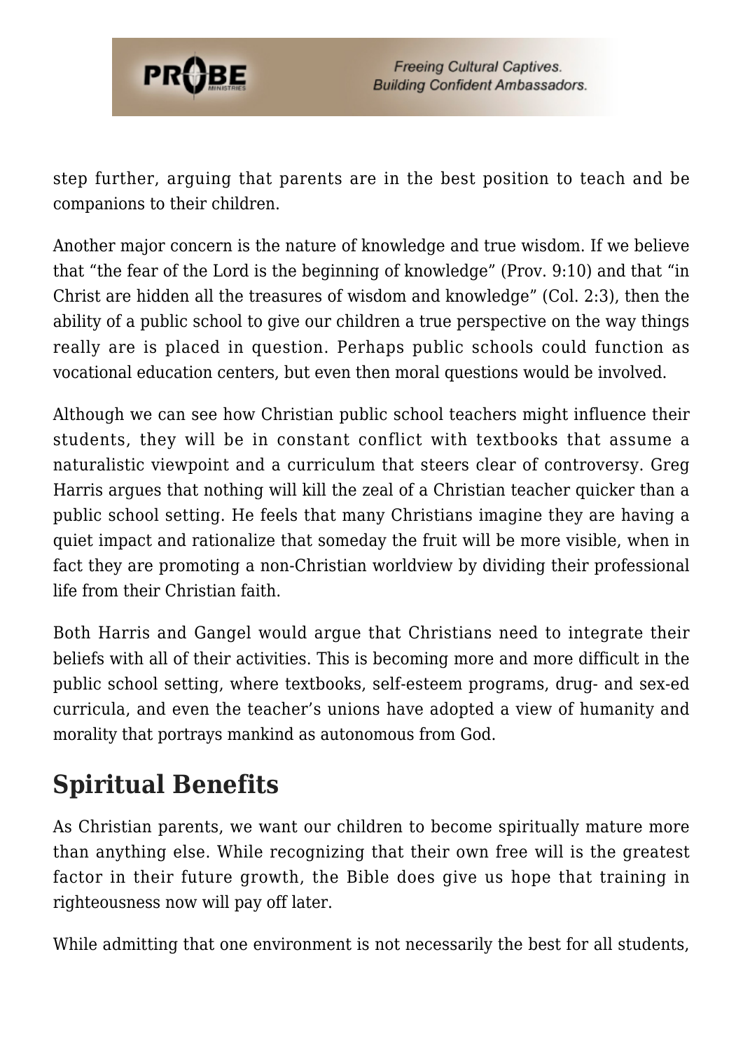step further, arguing that parents are in the best position to teach and be companions to their children.

Another major concern is the nature of knowledge and true wisdom. If we believe that "the fear of the Lord is the beginning of knowledge" (Prov. 9:10) and that "in Christ are hidden all the treasures of wisdom and knowledge" (Col. 2:3), then the ability of a public school to give our children a true perspective on the way things really are is placed in question. Perhaps public schools could function as vocational education centers, but even then moral questions would be involved.

Although we can see how Christian public school teachers might influence their students, they will be in constant conflict with textbooks that assume a naturalistic viewpoint and a curriculum that steers clear of controversy. Greg Harris argues that nothing will kill the zeal of a Christian teacher quicker than a public school setting. He feels that many Christians imagine they are having a quiet impact and rationalize that someday the fruit will be more visible, when in fact they are promoting a non-Christian worldview by dividing their professional life from their Christian faith.

Both Harris and Gangel would argue that Christians need to integrate their beliefs with all of their activities. This is becoming more and more difficult in the public school setting, where textbooks, self-esteem programs, drug- and sex-ed curricula, and even the teacher's unions have adopted a view of humanity and morality that portrays mankind as autonomous from God.

## Spiritual Benefits

As Christian parents, we want our children to become spiritually mature more than anything else. While recognizing that their own free will is the greatest factor in their future growth, the Bible does give us hope that training in righteousness now will pay off later.

While admitting that one environment is not necessarily the best for all students,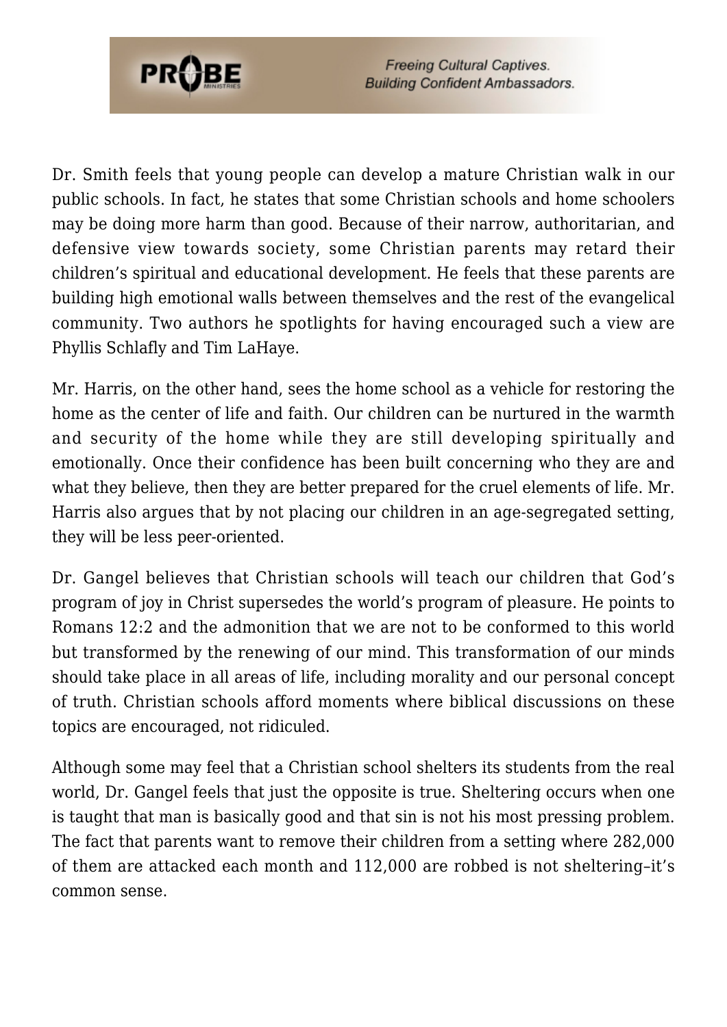Dr. Smith feels that young people can develop a mature Christian walk in our public schools. In fact, he states that some Christian schools and home schoolers may be doing more harm than good. Because of their narrow, authoritarian, and defensive view towards society, some Christian parents may retard their children's spiritual and educational development. He feels that these parents are building high emotional walls between themselves and the rest of the evangelical community. Two authors he spotlights for having encouraged such a view are Phyllis Schlafly and Tim LaHaye.

Mr. Harris, on the other hand, sees the home school as a vehicle for restoring the home as the center of life and faith. Our children can be nurtured in the warmth and security of the home while they are still developing spiritually and emotionally. Once their confidence has been built concerning who they are and what they believe, then they are better prepared for the cruel elements of life. Mr. Harris also argues that by not placing our children in an age-segregated setting, they will be less peer-oriented.

Dr. Gangel believes that Christian schools will teach our children that God's program of joy in Christ supersedes the world's program of pleasure. He points to Romans 12:2 and the admonition that we are not to be conformed to this world but transformed by the renewing of our mind. This transformation of our minds should take place in all areas of life, including morality and our personal concept of truth. Christian schools afford moments where biblical discussions on these topics are encouraged, not ridiculed.

Although some may feel that a Christian school shelters its students from the real world, Dr. Gangel feels that just the opposite is true. Sheltering occurs when one is taught that man is basically good and that sin is not his most pressing problem. The fact that parents want to remove their children from a setting where 282,000 of them are attacked each month and 112,000 are robbed is not sheltering–it's common sense.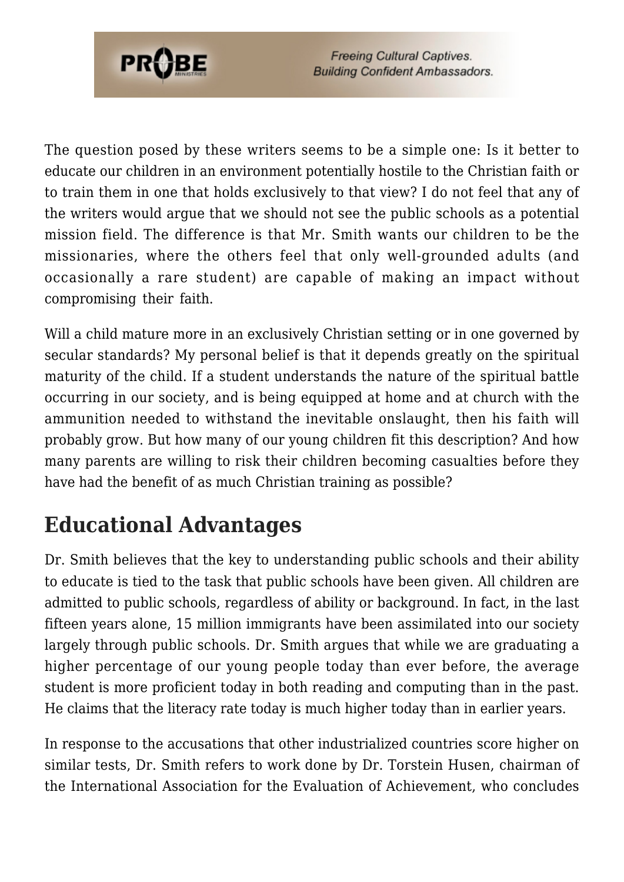The question posed by these writers seems to be a simple one: Is it better to educate our children in an environment potentially hostile to the Christian faith or to train them in one that holds exclusively to that view? I do not feel that any of the writers would argue that we should not see the public schools as a potential mission field. The difference is that Mr. Smith wants our children to be the missionaries, where the others feel that only well-grounded adults (and occasionally a rare student) are capable of making an impact without compromising their faith.

Will a child mature more in an exclusively Christian setting or in one governed by secular standards? My personal belief is that it depends greatly on the spiritual maturity of the child. If a student understands the nature of the spiritual battle occurring in our society, and is being equipped at home and at church with the ammunition needed to withstand the inevitable onslaught, then his faith will probably grow. But how many of our young children fit this description? And how many parents are willing to risk their children becoming casualties before they have had the benefit of as much Christian training as possible?

## Educational Advantages

Dr. Smith believes that the key to understanding public schools and their ability to educate is tied to the task that public schools have been given. All children are admitted to public schools, regardless of ability or background. In fact, in the last fifteen years alone, 15 million immigrants have been assimilated into our society largely through public schools. Dr. Smith argues that while we are graduating a higher percentage of our young people today than ever before, the average student is more proficient today in both reading and computing than in the past. He claims that the literacy rate today is much higher today than in earlier years.

In response to the accusations that other industrialized countries score higher on similar tests, Dr. Smith refers to work done by Dr. Torstein Husen, chairman of the International Association for the Evaluation of Achievement, who concludes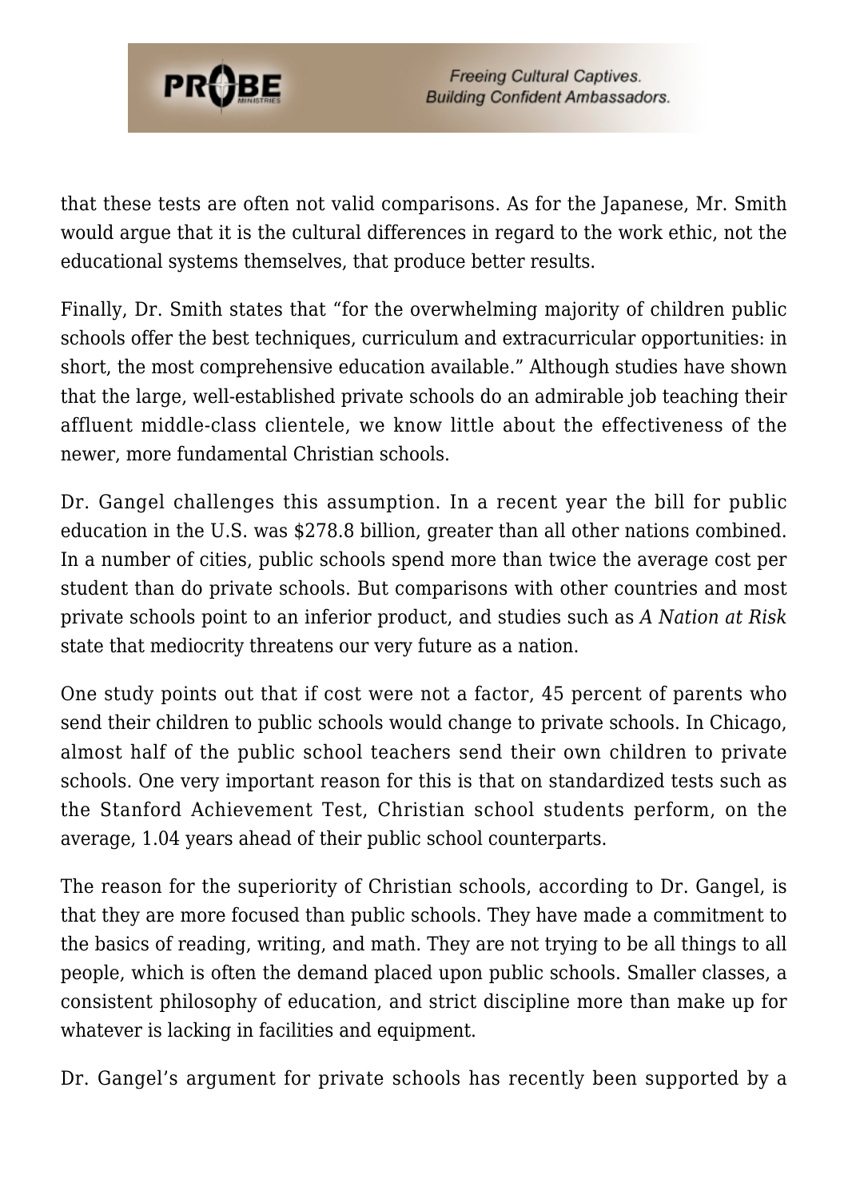that these tests are often not valid comparisons. As for the Japanese, Mr. Smith would argue that it is the cultural differences in regard to the work ethic, not the educational systems themselves, that produce better results.

Finally, Dr. Smith states that "for the overwhelming majority of children public schools offer the best techniques, curriculum and extracurricular opportunities: in short, the most comprehensive education available." Although studies have shown that the large, well-established private schools do an admirable job teaching their affluent middle-class clientele, we know little about the effectiveness of the newer, more fundamental Christian schools.

Dr. Gangel challenges this assumption. In a recent year the bill for public education in the U.S. was $278.8 billion, greater than all other nations combined. In a number of cities, public schools spend more than twice the average cost per student than do private schools. But comparisons with other countries and most private schools point to an inferior product, and studies such as *A Nation at Risk* state that mediocrity threatens our very future as a nation.

One study points out that if cost were not a factor, 45 percent of parents who send their children to public schools would change to private schools. In Chicago, almost half of the public school teachers send their own children to private schools. One very important reason for this is that on standardized tests such as the Stanford Achievement Test, Christian school students perform, on the average, 1.04 years ahead of their public school counterparts.

The reason for the superiority of Christian schools, according to Dr. Gangel, is that they are more focused than public schools. They have made a commitment to the basics of reading, writing, and math. They are not trying to be all things to all people, which is often the demand placed upon public schools. Smaller classes, a consistent philosophy of education, and strict discipline more than make up for whatever is lacking in facilities and equipment.

Dr. Gangel's argument for private schools has recently been supported by a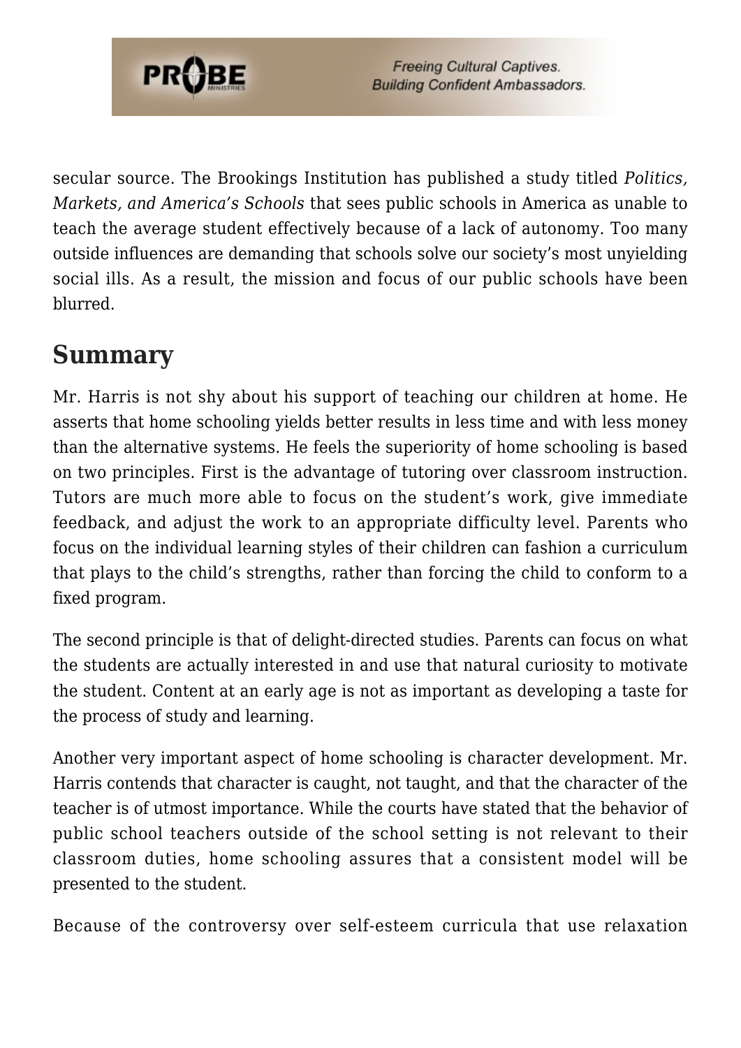secular source. The Brookings Institution has published a study titled *Politics, Markets, and America's Schools* that sees public schools in America as unable to teach the average student effectively because of a lack of autonomy. Too many outside influences are demanding that schools solve our society's most unyielding social ills. As a result, the mission and focus of our public schools have been blurred.

## Summary

Mr. Harris is not shy about his support of teaching our children at home. He asserts that home schooling yields better results in less time and with less money than the alternative systems. He feels the superiority of home schooling is based on two principles. First is the advantage of tutoring over classroom instruction. Tutors are much more able to focus on the student's work, give immediate feedback, and adjust the work to an appropriate difficulty level. Parents who focus on the individual learning styles of their children can fashion a curriculum that plays to the child's strengths, rather than forcing the child to conform to a fixed program.

The second principle is that of delight-directed studies. Parents can focus on what the students are actually interested in and use that natural curiosity to motivate the student. Content at an early age is not as important as developing a taste for the process of study and learning.

Another very important aspect of home schooling is character development. Mr. Harris contends that character is caught, not taught, and that the character of the teacher is of utmost importance. While the courts have stated that the behavior of public school teachers outside of the school setting is not relevant to their classroom duties, home schooling assures that a consistent model will be presented to the student.

Because of the controversy over self-esteem curricula that use relaxation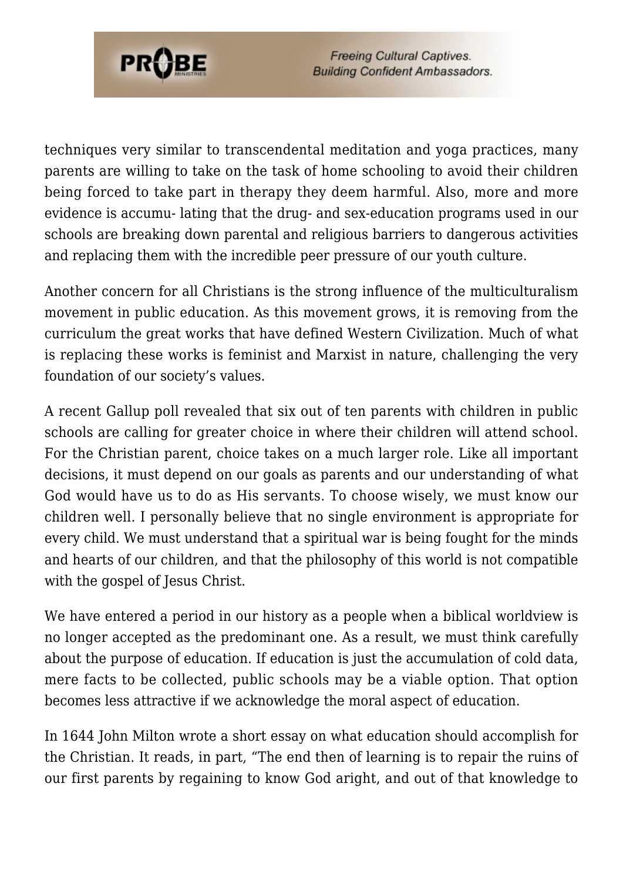techniques very similar to transcendental meditation and yoga practices, many parents are willing to take on the task of home schooling to avoid their children being forced to take part in therapy they deem harmful. Also, more and more evidence is accumu- lating that the drug- and sex-education programs used in our schools are breaking down parental and religious barriers to dangerous activities and replacing them with the incredible peer pressure of our youth culture.

Another concern for all Christians is the strong influence of the multiculturalism movement in public education. As this movement grows, it is removing from the curriculum the great works that have defined Western Civilization. Much of what is replacing these works is feminist and Marxist in nature, challenging the very foundation of our society's values.

A recent Gallup poll revealed that six out of ten parents with children in public schools are calling for greater choice in where their children will attend school. For the Christian parent, choice takes on a much larger role. Like all important decisions, it must depend on our goals as parents and our understanding of what God would have us to do as His servants. To choose wisely, we must know our children well. I personally believe that no single environment is appropriate for every child. We must understand that a spiritual war is being fought for the minds and hearts of our children, and that the philosophy of this world is not compatible with the gospel of Jesus Christ.

We have entered a period in our history as a people when a biblical worldview is no longer accepted as the predominant one. As a result, we must think carefully about the purpose of education. If education is just the accumulation of cold data, mere facts to be collected, public schools may be a viable option. That option becomes less attractive if we acknowledge the moral aspect of education.

In 1644 John Milton wrote a short essay on what education should accomplish for the Christian. It reads, in part, "The end then of learning is to repair the ruins of our first parents by regaining to know God aright, and out of that knowledge to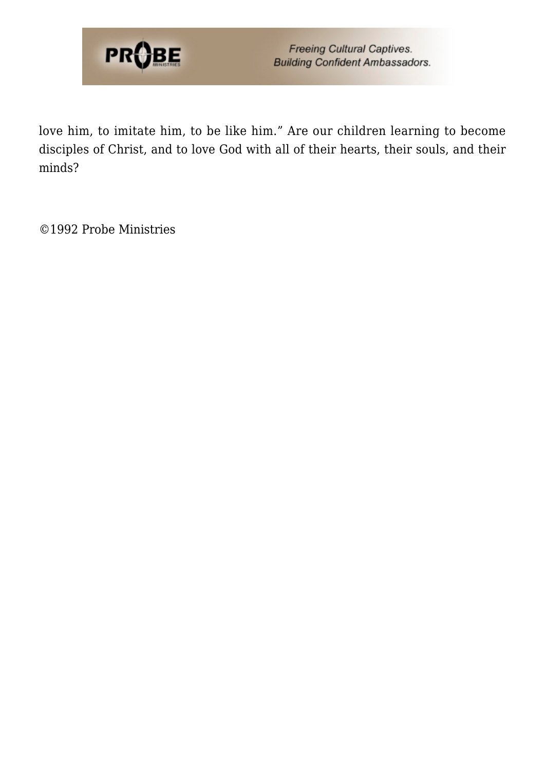love him, to imitate him, to be like him." Are our children learning to become disciples of Christ, and to love God with all of their hearts, their souls, and their minds?

©1992 Probe Ministries